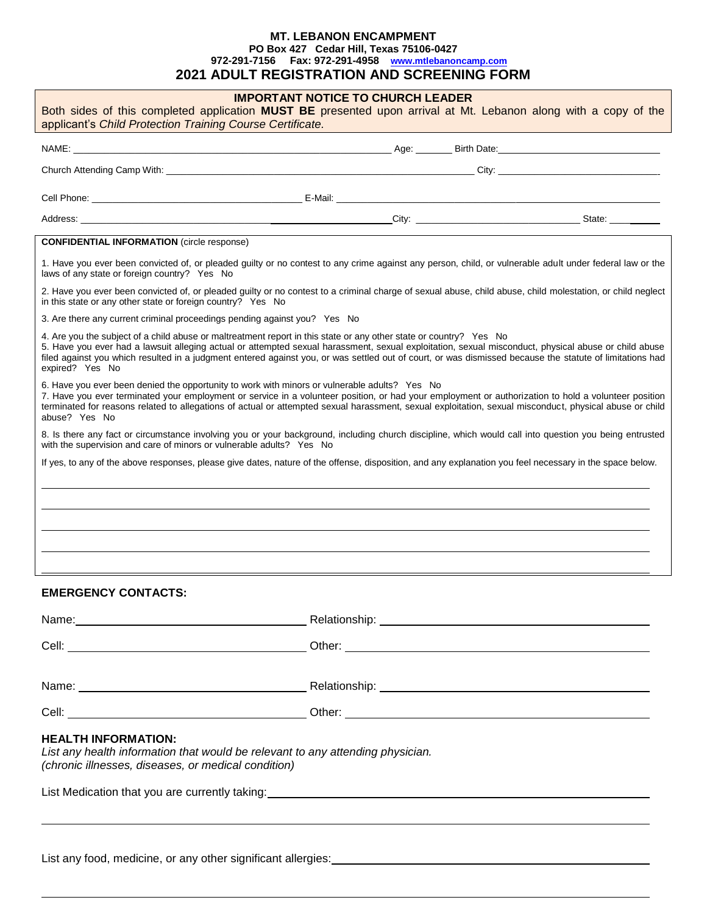# MT. LEBANON ENCAMPMENT

**PO Box 427 Cedar Hill, Texas 75106-0427**

**972-291-7156 Fax: 972-291-4958 www.mtlebanoncamp.com**

## 2021 ADULT REGISTRATION AND SCREENING FORM

**IMPORTANT NOTICE TO CHURCH LEADER**

Both sides of this completed application **MUST BE** presented upon arrival at Mt. Lebanon along with a copy of the applicant's *Child Protection Training Course Certificate.*

NAME: ______________________________ Age: _______ Birth Date: ______________________

Church Attending Camp With: ______________________________ City: ______________________

Cell Phone: ______________________ E-Mail: ______________________________

Address: ______________________________ City: ______________________ State: ______

**CONFIDENTIAL INFORMATION** (circle response)

1. Have you ever been convicted of, or pleaded guilty or no contest to any crime against any person, child, or vulnerable adult under federal law or the laws of any state or foreign country? Yes No

2. Have you ever been convicted of, or pleaded guilty or no contest to a criminal charge of sexual abuse, child abuse, child molestation, or child neglect in this state or any other state or foreign country? Yes No

3. Are there any current criminal proceedings pending against you? Yes No

4. Are you the subject of a child abuse or maltreatment report in this state or any other state or country? Yes No

5. Have you ever had a lawsuit alleging actual or attempted sexual harassment, sexual exploitation, sexual misconduct, physical abuse or child abuse filed against you which resulted in a judgment entered against you, or was settled out of court, or was dismissed because the statute of limitations had expired? Yes No

6. Have you ever been denied the opportunity to work with minors or vulnerable adults? Yes No

7. Have you ever terminated your employment or service in a volunteer position, or had your employment or authorization to hold a volunteer position terminated for reasons related to allegations of actual or attempted sexual harassment, sexual exploitation, sexual misconduct, physical abuse or child abuse? Yes No

8. Is there any fact or circumstance involving you or your background, including church discipline, which would call into question you being entrusted with the supervision and care of minors or vulnerable adults? Yes No

If yes, to any of the above responses, please give dates, nature of the offense, disposition, and any explanation you feel necessary in the space below.

______________________________________________________________________

______________________________________________________________________

______________________________________________________________________

______________________________________________________________________

______________________________________________________________________

### EMERGENCY CONTACTS:

Name: ______________________ Relationship: ______________________

Cell: ______________________ Other: ______________________

Name: ______________________ Relationship: ______________________

Cell: ______________________ Other: ______________________

### HEALTH INFORMATION:

*List any health information that would be relevant to any attending physician.*
*(chronic illnesses, diseases, or medical condition)*

List Medication that you are currently taking: ______________________________

______________________________________________________________________

List any food, medicine, or any other significant allergies: ______________________

______________________________________________________________________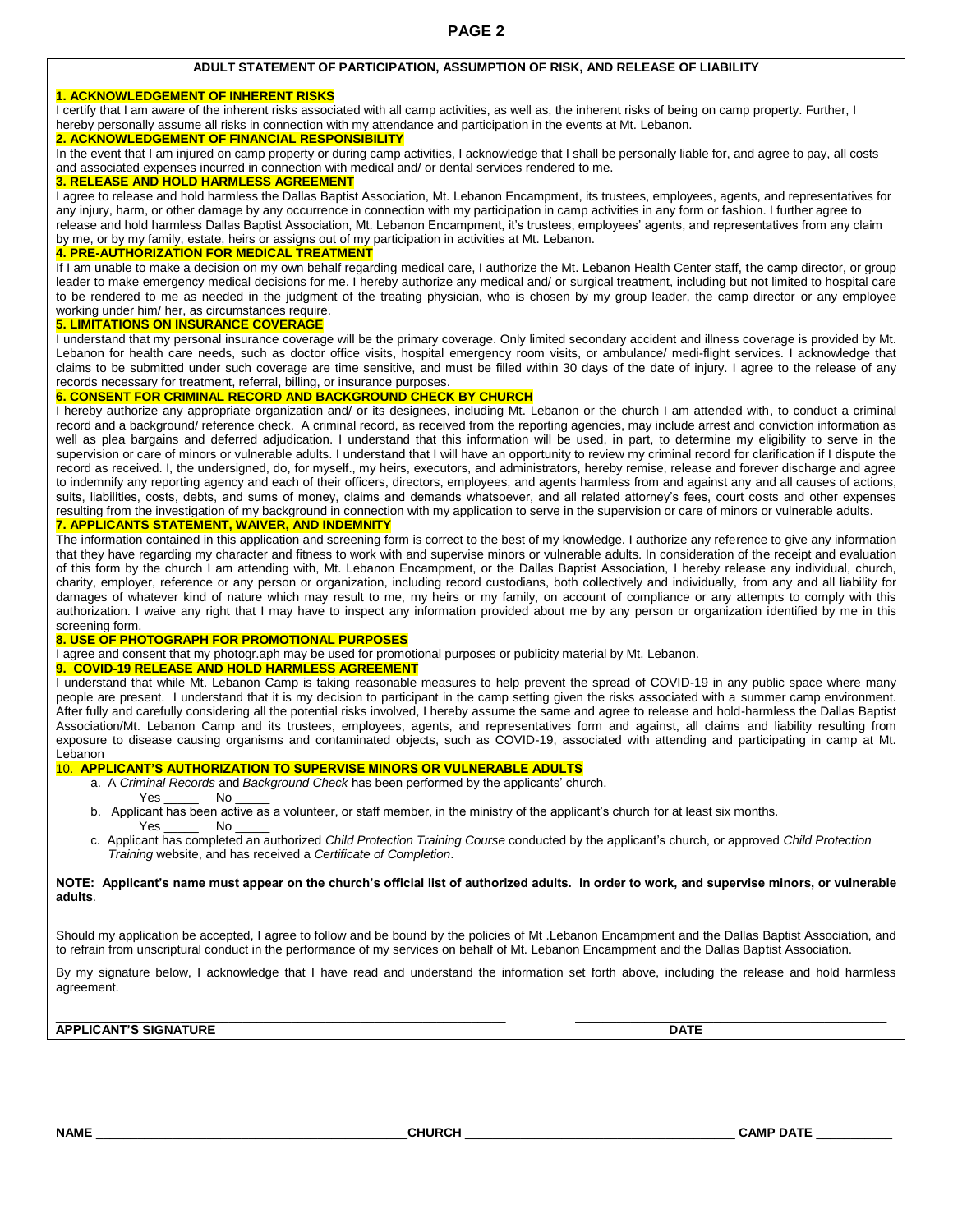## ADULT STATEMENT OF PARTICIPATION, ASSUMPTION OF RISK, AND RELEASE OF LIABILITY

**1. ACKNOWLEDGEMENT OF INHERENT RISKS**

I certify that I am aware of the inherent risks associated with all camp activities, as well as, the inherent risks of being on camp property. Further, I hereby personally assume all risks in connection with my attendance and participation in the events at Mt. Lebanon.

**2. ACKNOWLEDGEMENT OF FINANCIAL RESPONSIBILITY**

In the event that I am injured on camp property or during camp activities, I acknowledge that I shall be personally liable for, and agree to pay, all costs and associated expenses incurred in connection with medical and/ or dental services rendered to me.

**3. RELEASE AND HOLD HARMLESS AGREEMENT**

I agree to release and hold harmless the Dallas Baptist Association, Mt. Lebanon Encampment, its trustees, employees, agents, and representatives for any injury, harm, or other damage by any occurrence in connection with my participation in camp activities in any form or fashion. I further agree to release and hold harmless Dallas Baptist Association, Mt. Lebanon Encampment, it's trustees, employees' agents, and representatives from any claim by me, or by my family, estate, heirs or assigns out of my participation in activities at Mt. Lebanon.

**4. PRE-AUTHORIZATION FOR MEDICAL TREATMENT**

If I am unable to make a decision on my own behalf regarding medical care, I authorize the Mt. Lebanon Health Center staff, the camp director, or group leader to make emergency medical decisions for me. I hereby authorize any medical and/ or surgical treatment, including but not limited to hospital care to be rendered to me as needed in the judgment of the treating physician, who is chosen by my group leader, the camp director or any employee working under him/ her, as circumstances require.

**5. LIMITATIONS ON INSURANCE COVERAGE**

I understand that my personal insurance coverage will be the primary coverage. Only limited secondary accident and illness coverage is provided by Mt. Lebanon for health care needs, such as doctor office visits, hospital emergency room visits, or ambulance/ medi-flight services. I acknowledge that claims to be submitted under such coverage are time sensitive, and must be filled within 30 days of the date of injury. I agree to the release of any records necessary for treatment, referral, billing, or insurance purposes.

**6. CONSENT FOR CRIMINAL RECORD AND BACKGROUND CHECK BY CHURCH**

I hereby authorize any appropriate organization and/ or its designees, including Mt. Lebanon or the church I am attended with, to conduct a criminal record and a background/ reference check. A criminal record, as received from the reporting agencies, may include arrest and conviction information as well as plea bargains and deferred adjudication. I understand that this information will be used, in part, to determine my eligibility to serve in the supervision or care of minors or vulnerable adults. I understand that I will have an opportunity to review my criminal record for clarification if I dispute the record as received. I, the undersigned, do, for myself., my heirs, executors, and administrators, hereby remise, release and forever discharge and agree to indemnify any reporting agency and each of their officers, directors, employees, and agents harmless from and against any and all causes of actions, suits, liabilities, costs, debts, and sums of money, claims and demands whatsoever, and all related attorney's fees, court costs and other expenses resulting from the investigation of my background in connection with my application to serve in the supervision or care of minors or vulnerable adults.

**7. APPLICANTS STATEMENT, WAIVER, AND INDEMNITY**

The information contained in this application and screening form is correct to the best of my knowledge. I authorize any reference to give any information that they have regarding my character and fitness to work with and supervise minors or vulnerable adults. In consideration of the receipt and evaluation of this form by the church I am attending with, Mt. Lebanon Encampment, or the Dallas Baptist Association, I hereby release any individual, church, charity, employer, reference or any person or organization, including record custodians, both collectively and individually, from any and all liability for damages of whatever kind of nature which may result to me, my heirs or my family, on account of compliance or any attempts to comply with this authorization. I waive any right that I may have to inspect any information provided about me by any person or organization identified by me in this screening form.

**8. USE OF PHOTOGRAPH FOR PROMOTIONAL PURPOSES**

I agree and consent that my photogr.aph may be used for promotional purposes or publicity material by Mt. Lebanon.

**9. COVID-19 RELEASE AND HOLD HARMLESS AGREEMENT**

I understand that while Mt. Lebanon Camp is taking reasonable measures to help prevent the spread of COVID-19 in any public space where many people are present. I understand that it is my decision to participant in the camp setting given the risks associated with a summer camp environment. After fully and carefully considering all the potential risks involved, I hereby assume the same and agree to release and hold-harmless the Dallas Baptist Association/Mt. Lebanon Camp and its trustees, employees, agents, and representatives form and against, all claims and liability resulting from exposure to disease causing organisms and contaminated objects, such as COVID-19, associated with attending and participating in camp at Mt. Lebanon

**10. APPLICANT'S AUTHORIZATION TO SUPERVISE MINORS OR VULNERABLE ADULTS**

a. A *Criminal Records* and *Background Check* has been performed by the applicants' church.
   Yes _____ No _____

b. Applicant has been active as a volunteer, or staff member, in the ministry of the applicant's church for at least six months.
   Yes _____ No _____

c. Applicant has completed an authorized *Child Protection Training Course* conducted by the applicant's church, or approved *Child Protection Training* website, and has received a *Certificate of Completion*.

**NOTE: Applicant's name must appear on the church's official list of authorized adults. In order to work, and supervise minors, or vulnerable adults**.

Should my application be accepted, I agree to follow and be bound by the policies of Mt .Lebanon Encampment and the Dallas Baptist Association, and to refrain from unscriptural conduct in the performance of my services on behalf of Mt. Lebanon Encampment and the Dallas Baptist Association.

By my signature below, I acknowledge that I have read and understand the information set forth above, including the release and hold harmless agreement.

______________________________________________ ______________________________

**APPLICANT'S SIGNATURE** **DATE**

**NAME** ______________________________ **CHURCH** ______________________________ **CAMP DATE** __________